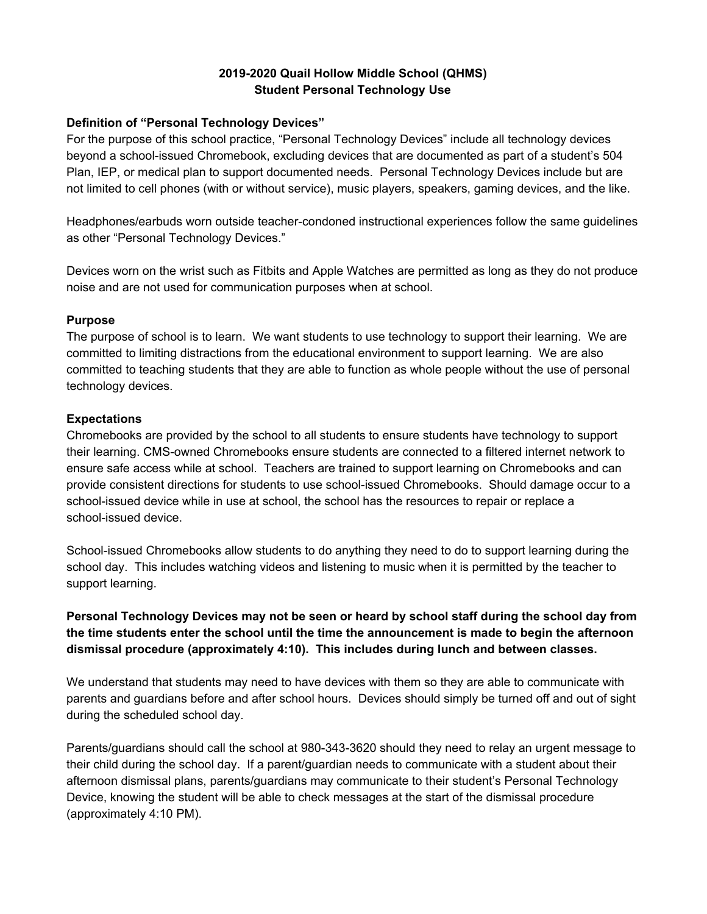# 2019-2020 Quail Hollow Middle School (QHMS)
# Student Personal Technology Use

## Definition of "Personal Technology Devices"

For the purpose of this school practice, "Personal Technology Devices" include all technology devices beyond a school-issued Chromebook, excluding devices that are documented as part of a student's 504 Plan, IEP, or medical plan to support documented needs. Personal Technology Devices include but are not limited to cell phones (with or without service), music players, speakers, gaming devices, and the like.

Headphones/earbuds worn outside teacher-condoned instructional experiences follow the same guidelines as other "Personal Technology Devices."

Devices worn on the wrist such as Fitbits and Apple Watches are permitted as long as they do not produce noise and are not used for communication purposes when at school.

## Purpose

The purpose of school is to learn. We want students to use technology to support their learning. We are committed to limiting distractions from the educational environment to support learning. We are also committed to teaching students that they are able to function as whole people without the use of personal technology devices.

## Expectations

Chromebooks are provided by the school to all students to ensure students have technology to support their learning. CMS-owned Chromebooks ensure students are connected to a filtered internet network to ensure safe access while at school. Teachers are trained to support learning on Chromebooks and can provide consistent directions for students to use school-issued Chromebooks. Should damage occur to a school-issued device while in use at school, the school has the resources to repair or replace a school-issued device.

School-issued Chromebooks allow students to do anything they need to do to support learning during the school day. This includes watching videos and listening to music when it is permitted by the teacher to support learning.

**Personal Technology Devices may not be seen or heard by school staff during the school day from the time students enter the school until the time the announcement is made to begin the afternoon dismissal procedure (approximately 4:10). This includes during lunch and between classes.**

We understand that students may need to have devices with them so they are able to communicate with parents and guardians before and after school hours. Devices should simply be turned off and out of sight during the scheduled school day.

Parents/guardians should call the school at 980-343-3620 should they need to relay an urgent message to their child during the school day. If a parent/guardian needs to communicate with a student about their afternoon dismissal plans, parents/guardians may communicate to their student's Personal Technology Device, knowing the student will be able to check messages at the start of the dismissal procedure (approximately 4:10 PM).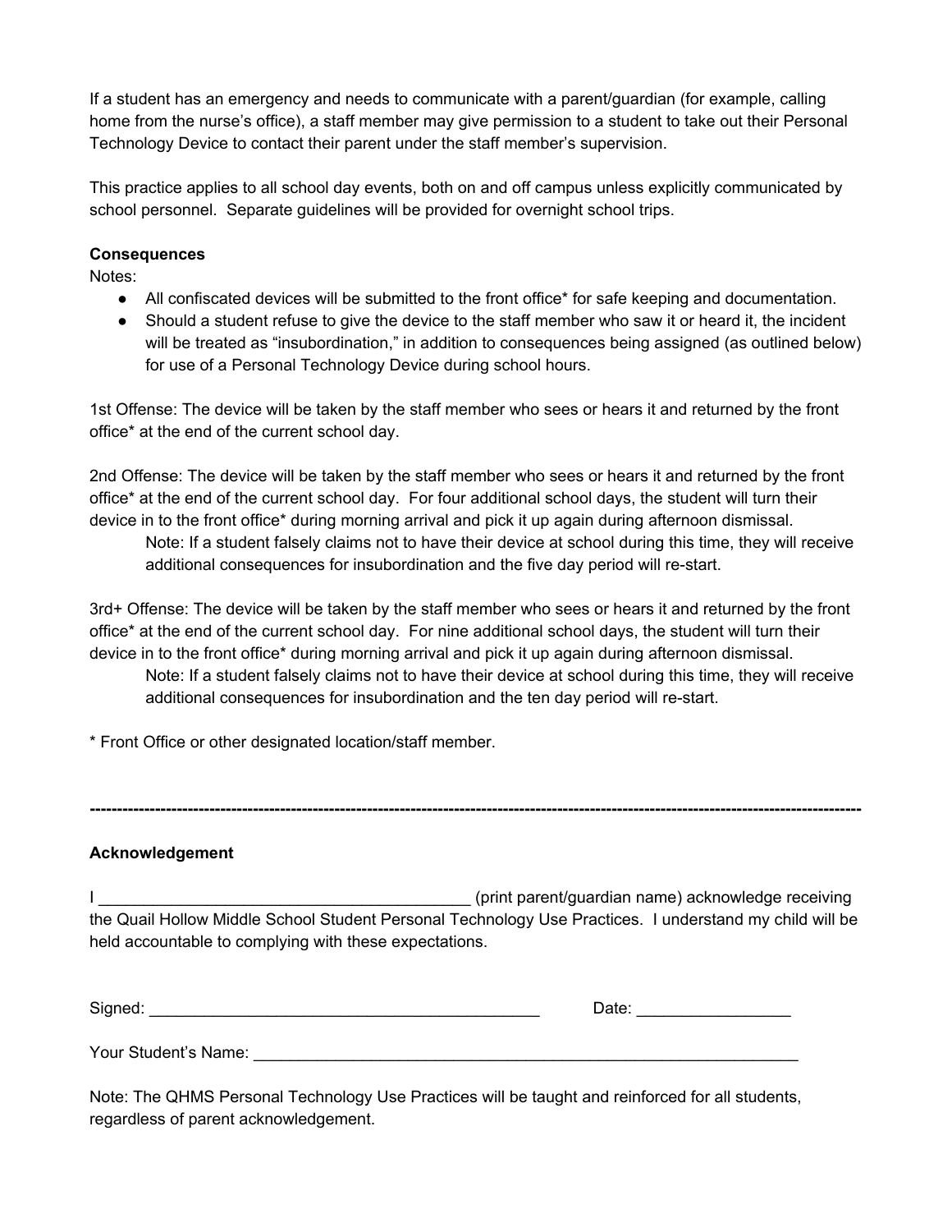If a student has an emergency and needs to communicate with a parent/guardian (for example, calling home from the nurse's office), a staff member may give permission to a student to take out their Personal Technology Device to contact their parent under the staff member's supervision.

This practice applies to all school day events, both on and off campus unless explicitly communicated by school personnel. Separate guidelines will be provided for overnight school trips.

**Consequences**

Notes:

- All confiscated devices will be submitted to the front office* for safe keeping and documentation.
- Should a student refuse to give the device to the staff member who saw it or heard it, the incident will be treated as "insubordination," in addition to consequences being assigned (as outlined below) for use of a Personal Technology Device during school hours.

1st Offense: The device will be taken by the staff member who sees or hears it and returned by the front office* at the end of the current school day.

2nd Offense: The device will be taken by the staff member who sees or hears it and returned by the front office* at the end of the current school day. For four additional school days, the student will turn their device in to the front office* during morning arrival and pick it up again during afternoon dismissal.

> Note: If a student falsely claims not to have their device at school during this time, they will receive additional consequences for insubordination and the five day period will re-start.

3rd+ Offense: The device will be taken by the staff member who sees or hears it and returned by the front office* at the end of the current school day. For nine additional school days, the student will turn their device in to the front office* during morning arrival and pick it up again during afternoon dismissal.

> Note: If a student falsely claims not to have their device at school during this time, they will receive additional consequences for insubordination and the ten day period will re-start.

\* Front Office or other designated location/staff member.

---

**Acknowledgement**

I ________________________________________ (print parent/guardian name) acknowledge receiving the Quail Hollow Middle School Student Personal Technology Use Practices. I understand my child will be held accountable to complying with these expectations.

Signed: ____________________________________________ Date: ________________

Your Student's Name: ______________________________________________________________

Note: The QHMS Personal Technology Use Practices will be taught and reinforced for all students, regardless of parent acknowledgement.